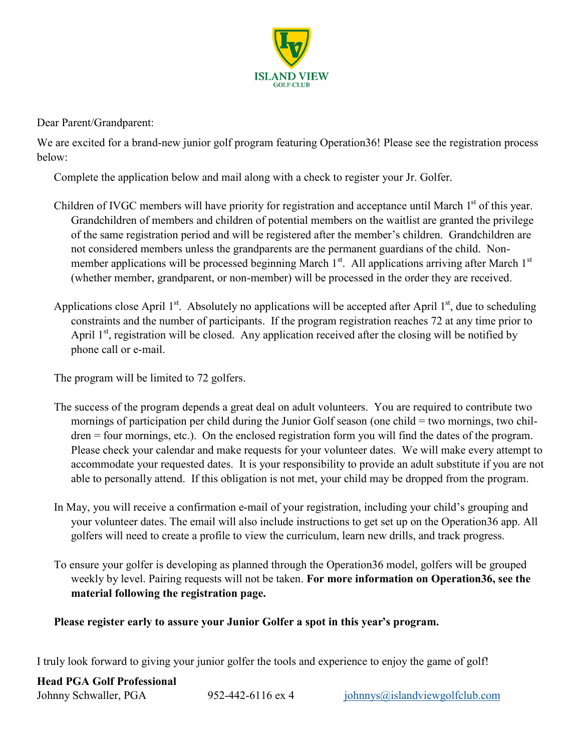ISLAND VIEW
GOLF CLUB

Dear Parent/Grandparent:

We are excited for a brand-new junior golf program featuring Operation36! Please see the registration process below:

Complete the application below and mail along with a check to register your Jr. Golfer.

Children of IVGC members will have priority for registration and acceptance until March 1st of this year. Grandchildren of members and children of potential members on the waitlist are granted the privilege of the same registration period and will be registered after the member's children. Grandchildren are not considered members unless the grandparents are the permanent guardians of the child. Non-member applications will be processed beginning March 1st. All applications arriving after March 1st (whether member, grandparent, or non-member) will be processed in the order they are received.

Applications close April 1st. Absolutely no applications will be accepted after April 1st, due to scheduling constraints and the number of participants. If the program registration reaches 72 at any time prior to April 1st, registration will be closed. Any application received after the closing will be notified by phone call or e-mail.

The program will be limited to 72 golfers.

The success of the program depends a great deal on adult volunteers. You are required to contribute two mornings of participation per child during the Junior Golf season (one child = two mornings, two children = four mornings, etc.). On the enclosed registration form you will find the dates of the program. Please check your calendar and make requests for your volunteer dates. We will make every attempt to accommodate your requested dates. It is your responsibility to provide an adult substitute if you are not able to personally attend. If this obligation is not met, your child may be dropped from the program.

In May, you will receive a confirmation e-mail of your registration, including your child's grouping and your volunteer dates. The email will also include instructions to get set up on the Operation36 app. All golfers will need to create a profile to view the curriculum, learn new drills, and track progress.

To ensure your golfer is developing as planned through the Operation36 model, golfers will be grouped weekly by level. Pairing requests will not be taken. **For more information on Operation36, see the material following the registration page.**

**Please register early to assure your Junior Golfer a spot in this year's program.**

I truly look forward to giving your junior golfer the tools and experience to enjoy the game of golf!

**Head PGA Golf Professional**
Johnny Schwaller, PGA 952-442-6116 ex 4 johnnys@islandviewgolfclub.com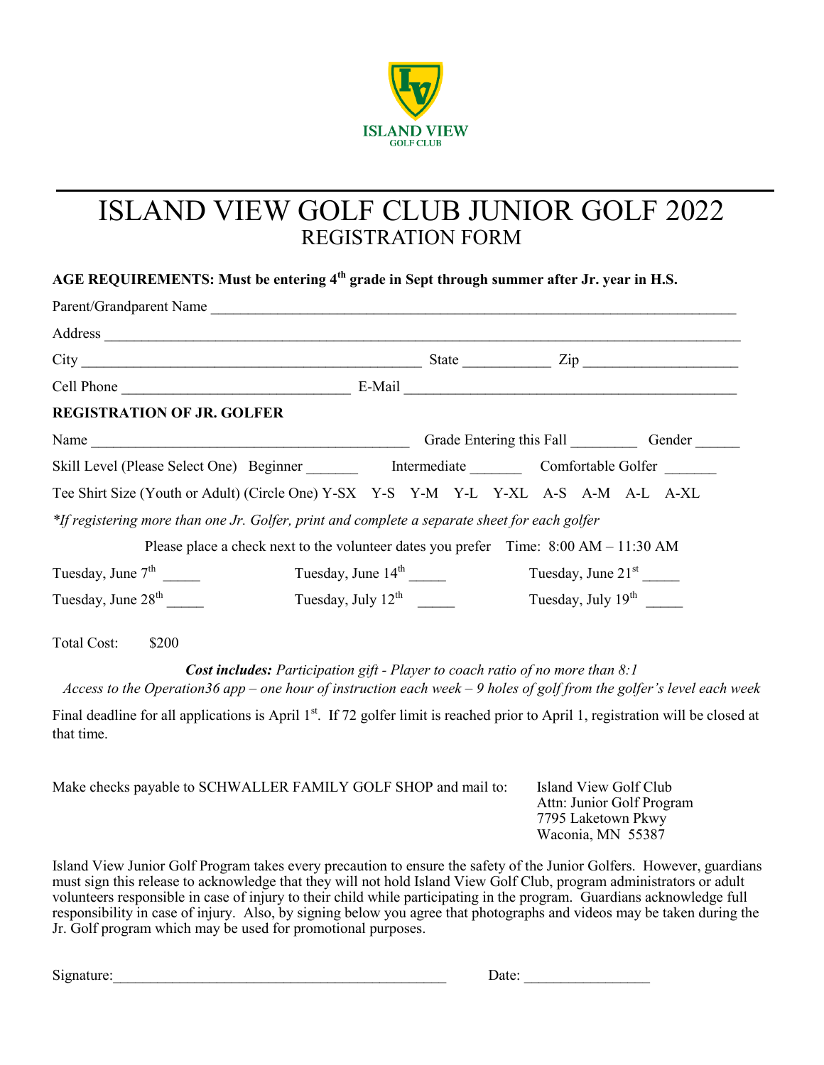ISLAND VIEW
GOLF CLUB

# ISLAND VIEW GOLF CLUB JUNIOR GOLF 2022
## REGISTRATION FORM

**AGE REQUIREMENTS: Must be entering 4th grade in Sept through summer after Jr. year in H.S.**

Parent/Grandparent Name ___________________________________________________________________________

Address ____________________________________________________________________________________

City ________________________________________________ State ____________ Zip _____________________

Cell Phone _______________________________ E-Mail _______________________________________________

**REGISTRATION OF JR. GOLFER**

Name _____________________________________________ Grade Entering this Fall _________ Gender ______

Skill Level (Please Select One) Beginner _______ Intermediate _______ Comfortable Golfer _______

Tee Shirt Size (Youth or Adult) (Circle One) Y-SX Y-S Y-M Y-L Y-XL A-S A-M A-L A-XL

*\*If registering more than one Jr. Golfer, print and complete a separate sheet for each golfer*

Please place a check next to the volunteer dates you prefer Time: 8:00 AM – 11:30 AM

Tuesday, June 7th _____ Tuesday, June 14th _____ Tuesday, June 21st _____

Tuesday, June 28th _____ Tuesday, July 12th _____ Tuesday, July 19th _____

Total Cost: $200

***Cost includes:*** *Participation gift - Player to coach ratio of no more than 8:1*
*Access to the Operation36 app – one hour of instruction each week – 9 holes of golf from the golfer's level each week*

Final deadline for all applications is April 1st. If 72 golfer limit is reached prior to April 1, registration will be closed at that time.

Make checks payable to SCHWALLER FAMILY GOLF SHOP and mail to:

Island View Golf Club
Attn: Junior Golf Program
7795 Laketown Pkwy
Waconia, MN 55387

Island View Junior Golf Program takes every precaution to ensure the safety of the Junior Golfers. However, guardians must sign this release to acknowledge that they will not hold Island View Golf Club, program administrators or adult volunteers responsible in case of injury to their child while participating in the program. Guardians acknowledge full responsibility in case of injury. Also, by signing below you agree that photographs and videos may be taken during the Jr. Golf program which may be used for promotional purposes.

Signature:______________________________________________ Date: _________________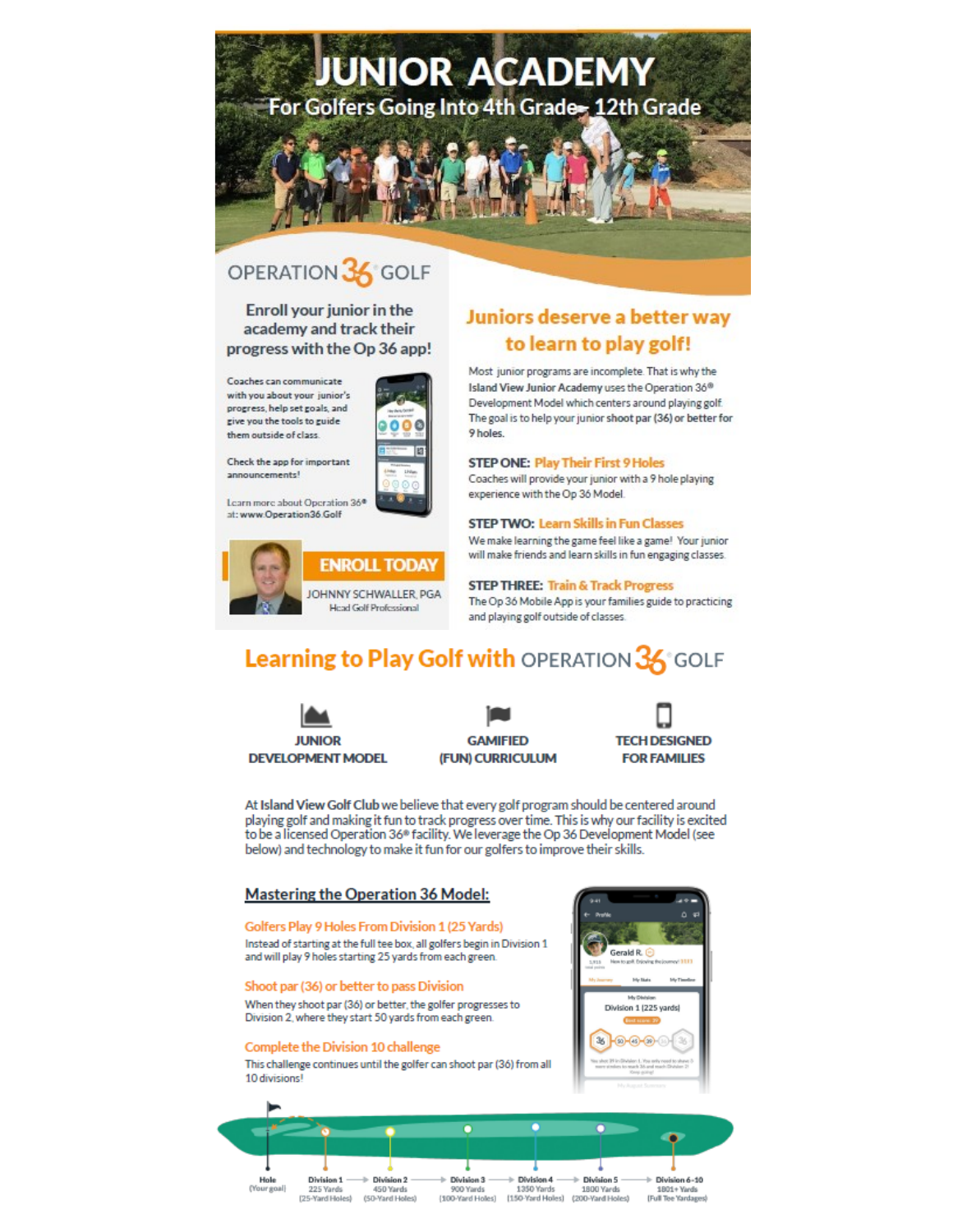# JUNIOR ACADEMY

## For Golfers Going Into 4th Grade - 12th Grade

OPERATION 36 GOLF

**Enroll your junior in the academy and track their progress with the Op 36 app!**

Coaches can communicate with you about your junior's progress, help set goals, and give you the tools to guide them outside of class.

Check the app for important announcements!

Learn more about Operation 36® at: www.Operation36.Golf

**ENROLL TODAY**

JOHNNY SCHWALLER, PGA
Head Golf Professional

## Juniors deserve a better way to learn to play golf!

Most junior programs are incomplete. That is why the Island View Junior Academy uses the Operation 36® Development Model which centers around playing golf. The goal is to help your junior shoot par (36) or better for 9 holes.

**STEP ONE:** Play Their First 9 Holes
Coaches will provide your junior with a 9 hole playing experience with the Op 36 Model.

**STEP TWO:** Learn Skills in Fun Classes
We make learning the game feel like a game! Your junior will make friends and learn skills in fun engaging classes.

**STEP THREE:** Train & Track Progress
The Op 36 Mobile App is your families guide to practicing and playing golf outside of classes.

## Learning to Play Golf with OPERATION 36 GOLF

**JUNIOR DEVELOPMENT MODEL**

**GAMIFIED (FUN) CURRICULUM**

**TECH DESIGNED FOR FAMILIES**

At **Island View Golf Club** we believe that every golf program should be centered around playing golf and making it fun to track progress over time. This is why our facility is excited to be a licensed Operation 36® facility. We leverage the Op 36 Development Model (see below) and technology to make it fun for our golfers to improve their skills.

### Mastering the Operation 36 Model:

**Golfers Play 9 Holes From Division 1 (25 Yards)**
Instead of starting at the full tee box, all golfers begin in Division 1 and will play 9 holes starting 25 yards from each green.

**Shoot par (36) or better to pass Division**
When they shoot par (36) or better, the golfer progresses to Division 2, where they start 50 yards from each green.

**Complete the Division 10 challenge**
This challenge continues until the golfer can shoot par (36) from all 10 divisions!

Hole (Your goal)

Division 1 → 225 Yards (25-Yard Holes)

Division 2 → 450 Yards (50-Yard Holes)

Division 3 → 900 Yards (100-Yard Holes)

Division 4 → 1350 Yards (150-Yard Holes)

Division 5 → 1800 Yards (200-Yard Holes)

Division 6-10 → 1801+ Yards (Full Tee Yardages)